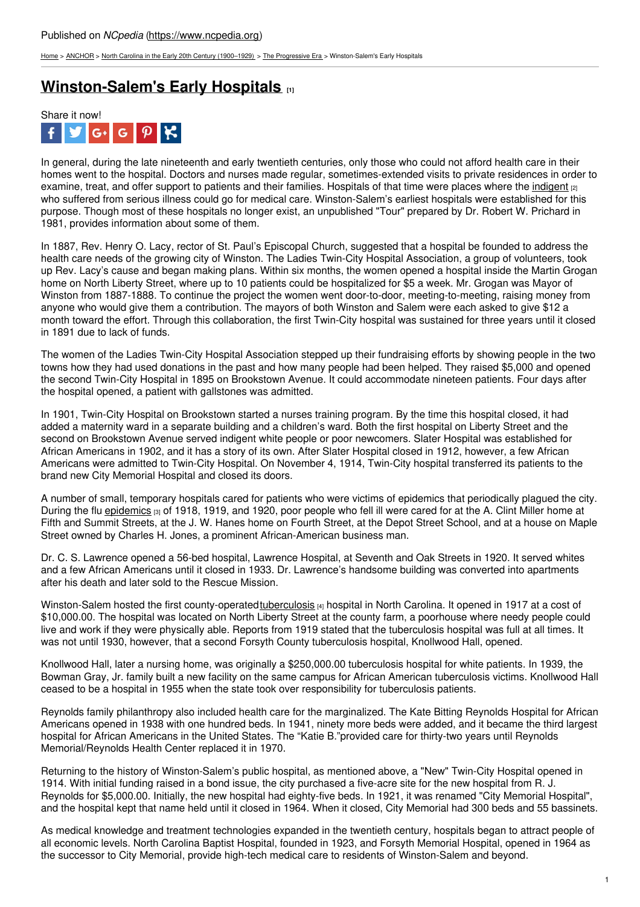Published on *NCpedia* (https://www.ncpedia.org)

Home > ANCHOR > North Carolina in the Early 20th Century (1900–1929) > The Progressive Era > Winston-Salem's Early Hospitals

# Winston-Salem's Early Hospitals [1]

Share it now!

In general, during the late nineteenth and early twentieth centuries, only those who could not afford health care in their homes went to the hospital. Doctors and nurses made regular, sometimes-extended visits to private residences in order to examine, treat, and offer support to patients and their families. Hospitals of that time were places where the indigent [2] who suffered from serious illness could go for medical care. Winston-Salem's earliest hospitals were established for this purpose. Though most of these hospitals no longer exist, an unpublished "Tour" prepared by Dr. Robert W. Prichard in 1981, provides information about some of them.

In 1887, Rev. Henry O. Lacy, rector of St. Paul's Episcopal Church, suggested that a hospital be founded to address the health care needs of the growing city of Winston. The Ladies Twin-City Hospital Association, a group of volunteers, took up Rev. Lacy's cause and began making plans. Within six months, the women opened a hospital inside the Martin Grogan home on North Liberty Street, where up to 10 patients could be hospitalized for $5 a week. Mr. Grogan was Mayor of Winston from 1887-1888. To continue the project the women went door-to-door, meeting-to-meeting, raising money from anyone who would give them a contribution. The mayors of both Winston and Salem were each asked to give $12 a month toward the effort. Through this collaboration, the first Twin-City hospital was sustained for three years until it closed in 1891 due to lack of funds.

The women of the Ladies Twin-City Hospital Association stepped up their fundraising efforts by showing people in the two towns how they had used donations in the past and how many people had been helped. They raised $5,000 and opened the second Twin-City Hospital in 1895 on Brookstown Avenue. It could accommodate nineteen patients. Four days after the hospital opened, a patient with gallstones was admitted.

In 1901, Twin-City Hospital on Brookstown started a nurses training program. By the time this hospital closed, it had added a maternity ward in a separate building and a children's ward. Both the first hospital on Liberty Street and the second on Brookstown Avenue served indigent white people or poor newcomers. Slater Hospital was established for African Americans in 1902, and it has a story of its own. After Slater Hospital closed in 1912, however, a few African Americans were admitted to Twin-City Hospital. On November 4, 1914, Twin-City hospital transferred its patients to the brand new City Memorial Hospital and closed its doors.

A number of small, temporary hospitals cared for patients who were victims of epidemics that periodically plagued the city. During the flu epidemics [3] of 1918, 1919, and 1920, poor people who fell ill were cared for at the A. Clint Miller home at Fifth and Summit Streets, at the J. W. Hanes home on Fourth Street, at the Depot Street School, and at a house on Maple Street owned by Charles H. Jones, a prominent African-American business man.

Dr. C. S. Lawrence opened a 56-bed hospital, Lawrence Hospital, at Seventh and Oak Streets in 1920. It served whites and a few African Americans until it closed in 1933. Dr. Lawrence's handsome building was converted into apartments after his death and later sold to the Rescue Mission.

Winston-Salem hosted the first county-operated tuberculosis [4] hospital in North Carolina. It opened in 1917 at a cost of $10,000.00. The hospital was located on North Liberty Street at the county farm, a poorhouse where needy people could live and work if they were physically able. Reports from 1919 stated that the tuberculosis hospital was full at all times. It was not until 1930, however, that a second Forsyth County tuberculosis hospital, Knollwood Hall, opened.

Knollwood Hall, later a nursing home, was originally a $250,000.00 tuberculosis hospital for white patients. In 1939, the Bowman Gray, Jr. family built a new facility on the same campus for African American tuberculosis victims. Knollwood Hall ceased to be a hospital in 1955 when the state took over responsibility for tuberculosis patients.

Reynolds family philanthropy also included health care for the marginalized. The Kate Bitting Reynolds Hospital for African Americans opened in 1938 with one hundred beds. In 1941, ninety more beds were added, and it became the third largest hospital for African Americans in the United States. The "Katie B."provided care for thirty-two years until Reynolds Memorial/Reynolds Health Center replaced it in 1970.

Returning to the history of Winston-Salem's public hospital, as mentioned above, a "New" Twin-City Hospital opened in 1914. With initial funding raised in a bond issue, the city purchased a five-acre site for the new hospital from R. J. Reynolds for $5,000.00. Initially, the new hospital had eighty-five beds. In 1921, it was renamed "City Memorial Hospital", and the hospital kept that name held until it closed in 1964. When it closed, City Memorial had 300 beds and 55 bassinets.

As medical knowledge and treatment technologies expanded in the twentieth century, hospitals began to attract people of all economic levels. North Carolina Baptist Hospital, founded in 1923, and Forsyth Memorial Hospital, opened in 1964 as the successor to City Memorial, provide high-tech medical care to residents of Winston-Salem and beyond.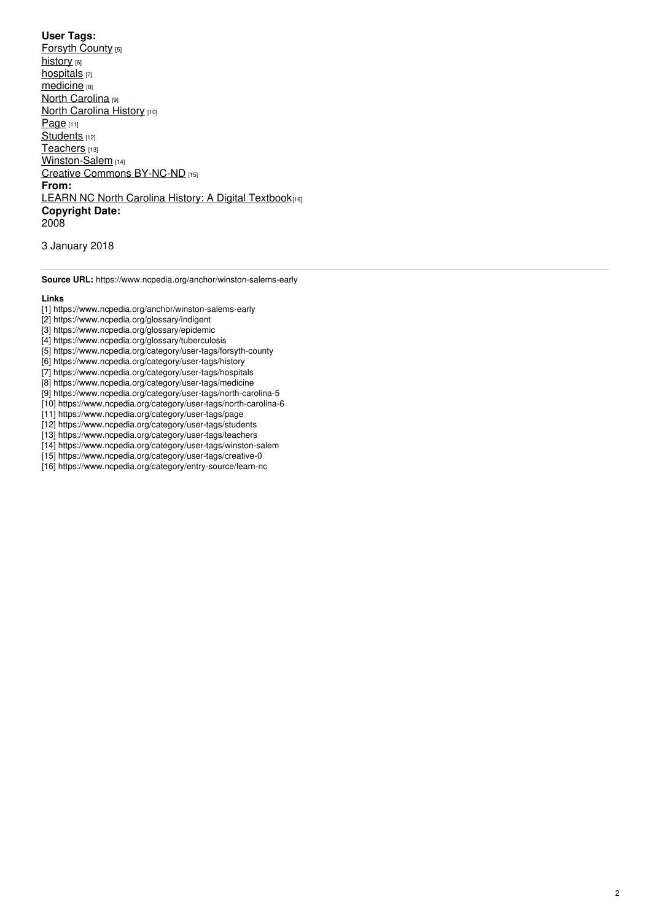**User Tags:**
Forsyth County [5]
history [6]
hospitals [7]
medicine [8]
North Carolina [9]
North Carolina History [10]
Page [11]
Students [12]
Teachers [13]
Winston-Salem [14]
Creative Commons BY-NC-ND [15]
**From:**
LEARN NC North Carolina History: A Digital Textbook[16]
**Copyright Date:**
2008

3 January 2018

---

**Source URL:** https://www.ncpedia.org/anchor/winston-salems-early

**Links**
[1] https://www.ncpedia.org/anchor/winston-salems-early
[2] https://www.ncpedia.org/glossary/indigent
[3] https://www.ncpedia.org/glossary/epidemic
[4] https://www.ncpedia.org/glossary/tuberculosis
[5] https://www.ncpedia.org/category/user-tags/forsyth-county
[6] https://www.ncpedia.org/category/user-tags/history
[7] https://www.ncpedia.org/category/user-tags/hospitals
[8] https://www.ncpedia.org/category/user-tags/medicine
[9] https://www.ncpedia.org/category/user-tags/north-carolina-5
[10] https://www.ncpedia.org/category/user-tags/north-carolina-6
[11] https://www.ncpedia.org/category/user-tags/page
[12] https://www.ncpedia.org/category/user-tags/students
[13] https://www.ncpedia.org/category/user-tags/teachers
[14] https://www.ncpedia.org/category/user-tags/winston-salem
[15] https://www.ncpedia.org/category/user-tags/creative-0
[16] https://www.ncpedia.org/category/entry-source/learn-nc